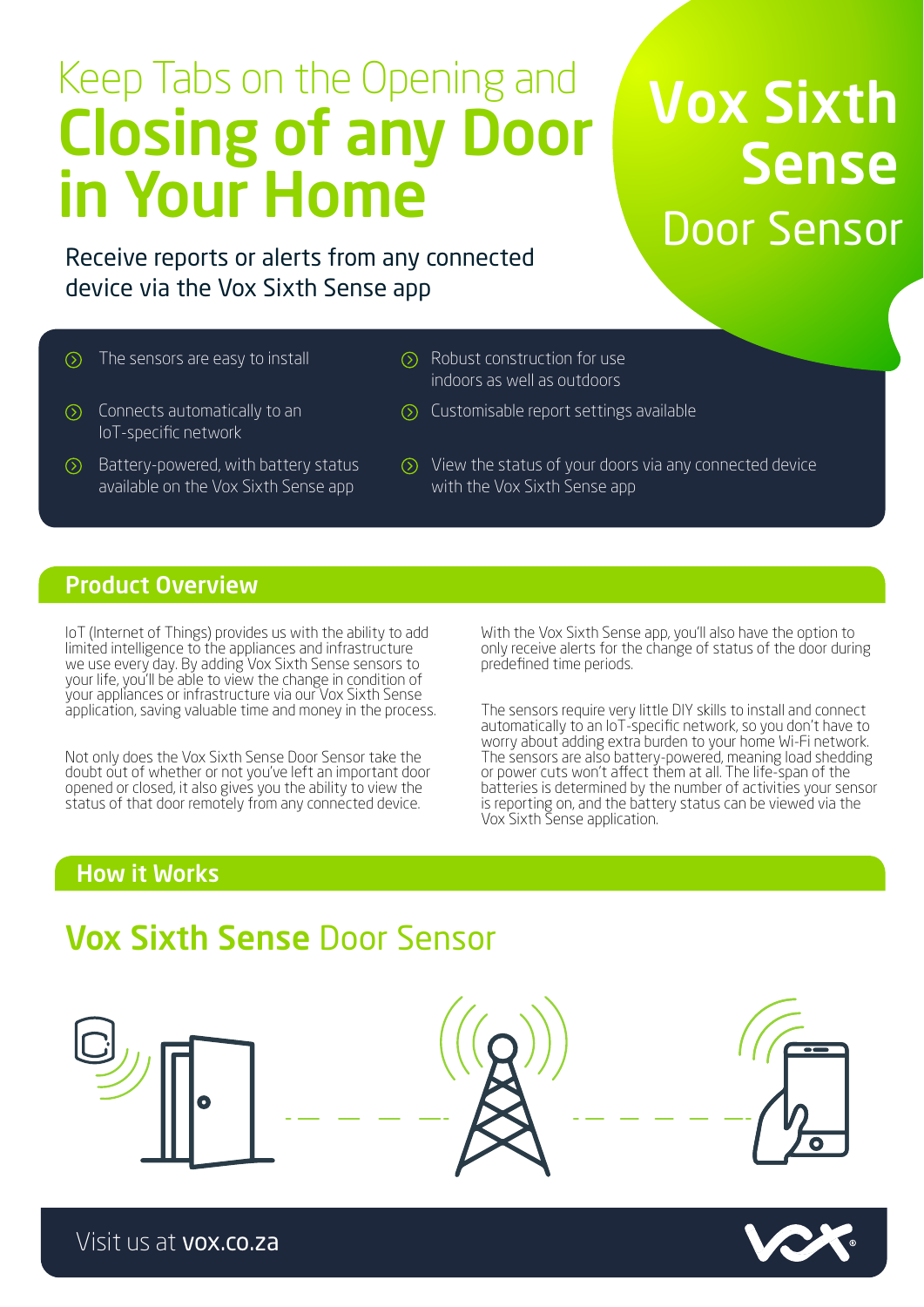# Keep Tabs on the Opening and **Closing of any Door in Your Home**

## Vox Sixth Sense Door Sensor

Receive reports or alerts from any connected device via the Vox Sixth Sense app

- The sensors are easy to install
- Connects automatically to an IoT-specific network
- Battery-powered, with battery status available on the Vox Sixth Sense app
- Robust construction for use indoors as well as outdoors
- Customisable report settings available
- View the status of your doors via any connected device with the Vox Sixth Sense app

## Product Overview

IoT (Internet of Things) provides us with the ability to add limited intelligence to the appliances and infrastructure we use every day. By adding Vox Sixth Sense sensors to your life, you'll be able to view the change in condition of your appliances or infrastructure via our Vox Sixth Sense application, saving valuable time and money in the process.

Not only does the Vox Sixth Sense Door Sensor take the doubt out of whether or not you've left an important door opened or closed, it also gives you the ability to view the status of that door remotely from any connected device.

With the Vox Sixth Sense app, you'll also have the option to only receive alerts for the change of status of the door during predefined time periods.

The sensors require very little DIY skills to install and connect automatically to an IoT-specific network, so you don't have to worry about adding extra burden to your home Wi-Fi network. The sensors are also battery-powered, meaning load shedding or power cuts won't affect them at all. The life-span of the batteries is determined by the number of activities your sensor is reporting on, and the battery status can be viewed via the Vox Sixth Sense application.

## How it Works

### **Vox Sixth Sense** Door Sensor

Visit us at **vox.co.za**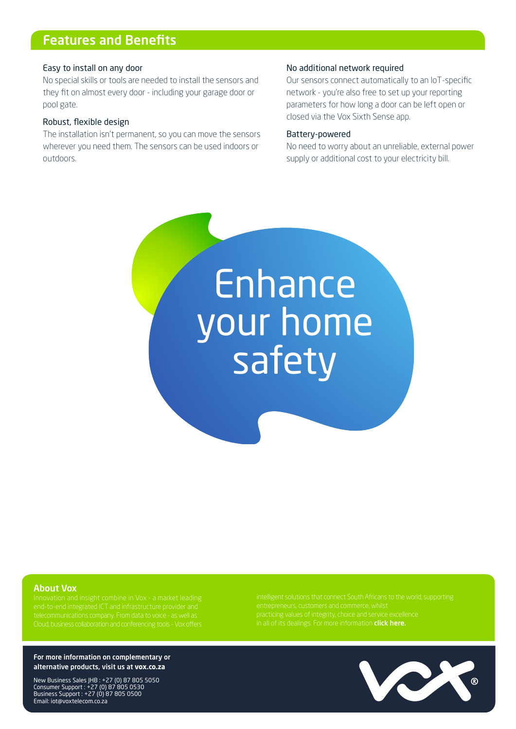## Features and Benefits

### Easy to install on any door

No special skills or tools are needed to install the sensors and they fit on almost every door - including your garage door or pool gate.

### Robust, flexible design

The installation isn't permanent, so you can move the sensors wherever you need them. The sensors can be used indoors or outdoors.

### No additional network required

Our sensors connect automatically to an IoT-specific network - you're also free to set up your reporting parameters for how long a door can be left open or closed via the Vox Sixth Sense app.

### Battery-powered

No need to worry about an unreliable, external power supply or additional cost to your electricity bill.

Enhance your home safety

## About Vox

Innovation and insight combine in Vox - a market leading end-to-end integrated ICT and infrastructure provider and telecommunications company. From data to voice - as well as Cloud, business collaboration and conferencing tools - Vox offers intelligent solutions that connect South Africans to the world, supporting entrepreneurs, customers and commerce, whilst practicing values of integrity, choice and service excellence in all of its dealings. For more information **click here.**

**For more information on complementary or alternative products, visit us at vox.co.za**

New Business Sales JHB : +27 (0) 87 805 5050
Consumer Support : +27 (0) 87 805 0530
Business Support : +27 (0) 87 805 0500
Email: iot@voxtelecom.co.za